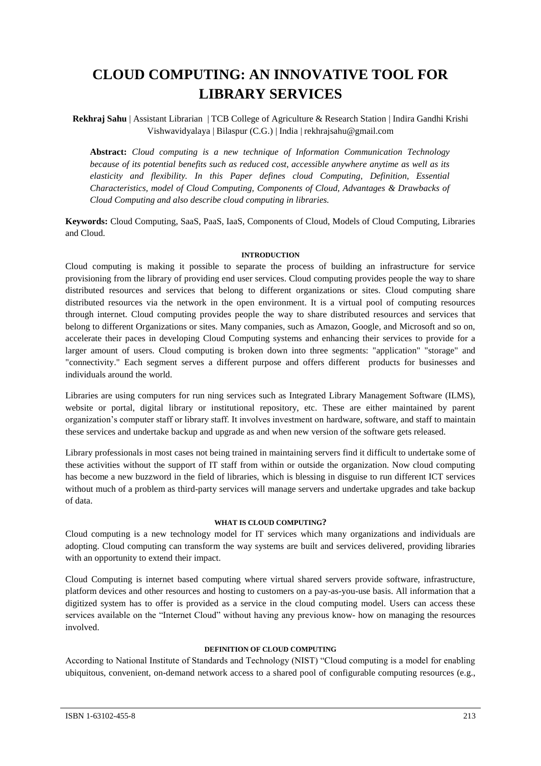# CLOUD COMPUTING: AN INNOVATIVE TOOL FOR LIBRARY SERVICES

**Rekhraj Sahu** | Assistant Librarian | TCB College of Agriculture & Research Station | Indira Gandhi Krishi Vishwavidyalaya | Bilaspur (C.G.) | India | rekhrajsahu@gmail.com

**Abstract:** *Cloud computing is a new technique of Information Communication Technology because of its potential benefits such as reduced cost, accessible anywhere anytime as well as its elasticity and flexibility. In this Paper defines cloud Computing, Definition, Essential Characteristics, model of Cloud Computing, Components of Cloud, Advantages & Drawbacks of Cloud Computing and also describe cloud computing in libraries.*

**Keywords:** Cloud Computing, SaaS, PaaS, IaaS, Components of Cloud, Models of Cloud Computing, Libraries and Cloud.

## INTRODUCTION

Cloud computing is making it possible to separate the process of building an infrastructure for service provisioning from the library of providing end user services. Cloud computing provides people the way to share distributed resources and services that belong to different organizations or sites. Cloud computing share distributed resources via the network in the open environment. It is a virtual pool of computing resources through internet. Cloud computing provides people the way to share distributed resources and services that belong to different Organizations or sites. Many companies, such as Amazon, Google, and Microsoft and so on, accelerate their paces in developing Cloud Computing systems and enhancing their services to provide for a larger amount of users. Cloud computing is broken down into three segments: "application" "storage" and "connectivity." Each segment serves a different purpose and offers different products for businesses and individuals around the world.

Libraries are using computers for run ning services such as Integrated Library Management Software (ILMS), website or portal, digital library or institutional repository, etc. These are either maintained by parent organization's computer staff or library staff. It involves investment on hardware, software, and staff to maintain these services and undertake backup and upgrade as and when new version of the software gets released.

Library professionals in most cases not being trained in maintaining servers find it difficult to undertake some of these activities without the support of IT staff from within or outside the organization. Now cloud computing has become a new buzzword in the field of libraries, which is blessing in disguise to run different ICT services without much of a problem as third-party services will manage servers and undertake upgrades and take backup of data.

## WHAT IS CLOUD COMPUTING?

Cloud computing is a new technology model for IT services which many organizations and individuals are adopting. Cloud computing can transform the way systems are built and services delivered, providing libraries with an opportunity to extend their impact.

Cloud Computing is internet based computing where virtual shared servers provide software, infrastructure, platform devices and other resources and hosting to customers on a pay-as-you-use basis. All information that a digitized system has to offer is provided as a service in the cloud computing model. Users can access these services available on the "Internet Cloud" without having any previous know- how on managing the resources involved.

## DEFINITION OF CLOUD COMPUTING

According to National Institute of Standards and Technology (NIST) "Cloud computing is a model for enabling ubiquitous, convenient, on-demand network access to a shared pool of configurable computing resources (e.g.,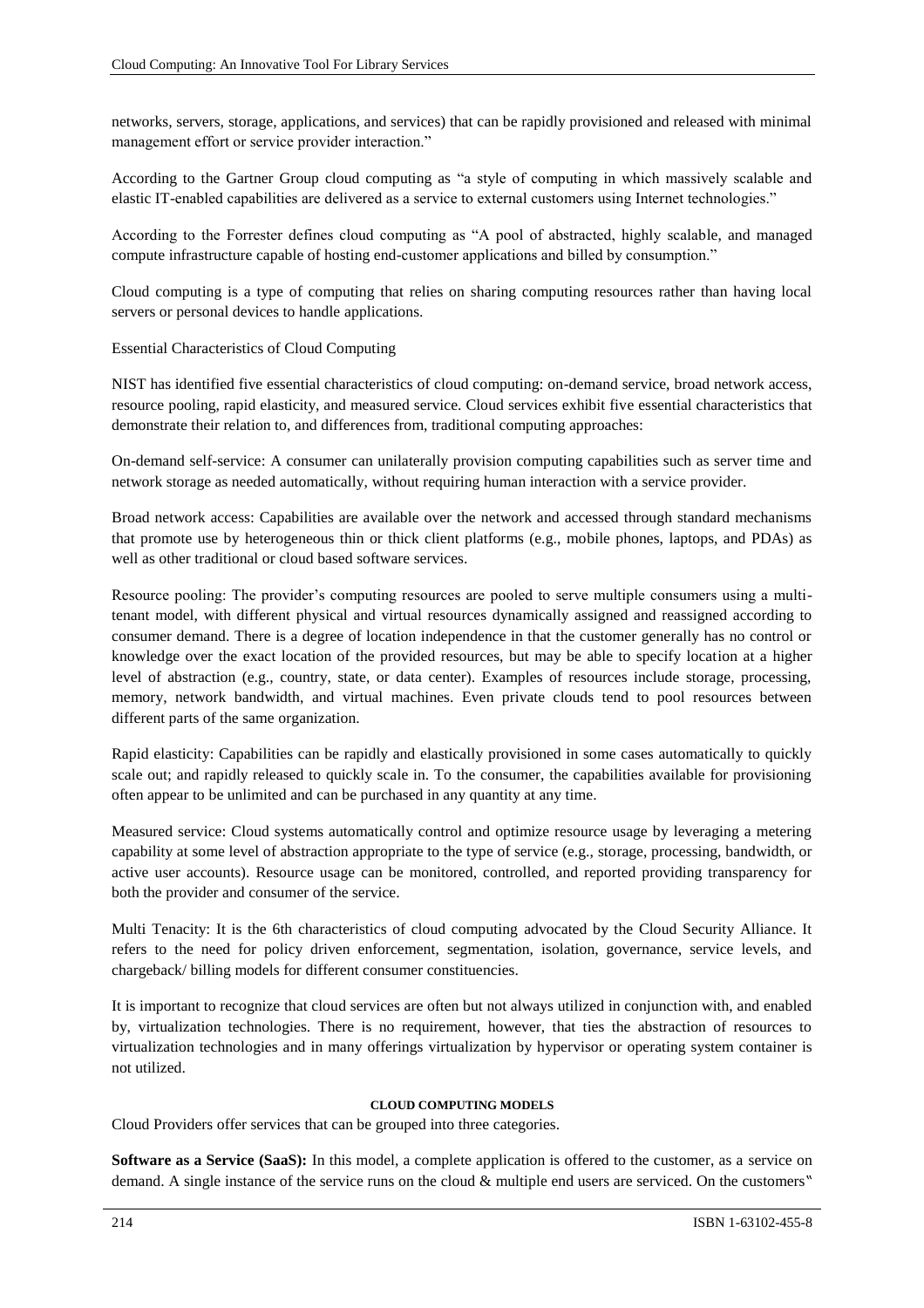networks, servers, storage, applications, and services) that can be rapidly provisioned and released with minimal management effort or service provider interaction."

According to the Gartner Group cloud computing as "a style of computing in which massively scalable and elastic IT-enabled capabilities are delivered as a service to external customers using Internet technologies."

According to the Forrester defines cloud computing as "A pool of abstracted, highly scalable, and managed compute infrastructure capable of hosting end-customer applications and billed by consumption."

Cloud computing is a type of computing that relies on sharing computing resources rather than having local servers or personal devices to handle applications.

Essential Characteristics of Cloud Computing

NIST has identified five essential characteristics of cloud computing: on-demand service, broad network access, resource pooling, rapid elasticity, and measured service. Cloud services exhibit five essential characteristics that demonstrate their relation to, and differences from, traditional computing approaches:

On-demand self-service: A consumer can unilaterally provision computing capabilities such as server time and network storage as needed automatically, without requiring human interaction with a service provider.

Broad network access: Capabilities are available over the network and accessed through standard mechanisms that promote use by heterogeneous thin or thick client platforms (e.g., mobile phones, laptops, and PDAs) as well as other traditional or cloud based software services.

Resource pooling: The provider's computing resources are pooled to serve multiple consumers using a multi-tenant model, with different physical and virtual resources dynamically assigned and reassigned according to consumer demand. There is a degree of location independence in that the customer generally has no control or knowledge over the exact location of the provided resources, but may be able to specify location at a higher level of abstraction (e.g., country, state, or data center). Examples of resources include storage, processing, memory, network bandwidth, and virtual machines. Even private clouds tend to pool resources between different parts of the same organization.

Rapid elasticity: Capabilities can be rapidly and elastically provisioned in some cases automatically to quickly scale out; and rapidly released to quickly scale in. To the consumer, the capabilities available for provisioning often appear to be unlimited and can be purchased in any quantity at any time.

Measured service: Cloud systems automatically control and optimize resource usage by leveraging a metering capability at some level of abstraction appropriate to the type of service (e.g., storage, processing, bandwidth, or active user accounts). Resource usage can be monitored, controlled, and reported providing transparency for both the provider and consumer of the service.

Multi Tenacity: It is the 6th characteristics of cloud computing advocated by the Cloud Security Alliance. It refers to the need for policy driven enforcement, segmentation, isolation, governance, service levels, and chargeback/ billing models for different consumer constituencies.

It is important to recognize that cloud services are often but not always utilized in conjunction with, and enabled by, virtualization technologies. There is no requirement, however, that ties the abstraction of resources to virtualization technologies and in many offerings virtualization by hypervisor or operating system container is not utilized.

## CLOUD COMPUTING MODELS

Cloud Providers offer services that can be grouped into three categories.

**Software as a Service (SaaS):** In this model, a complete application is offered to the customer, as a service on demand. A single instance of the service runs on the cloud & multiple end users are serviced. On the customers"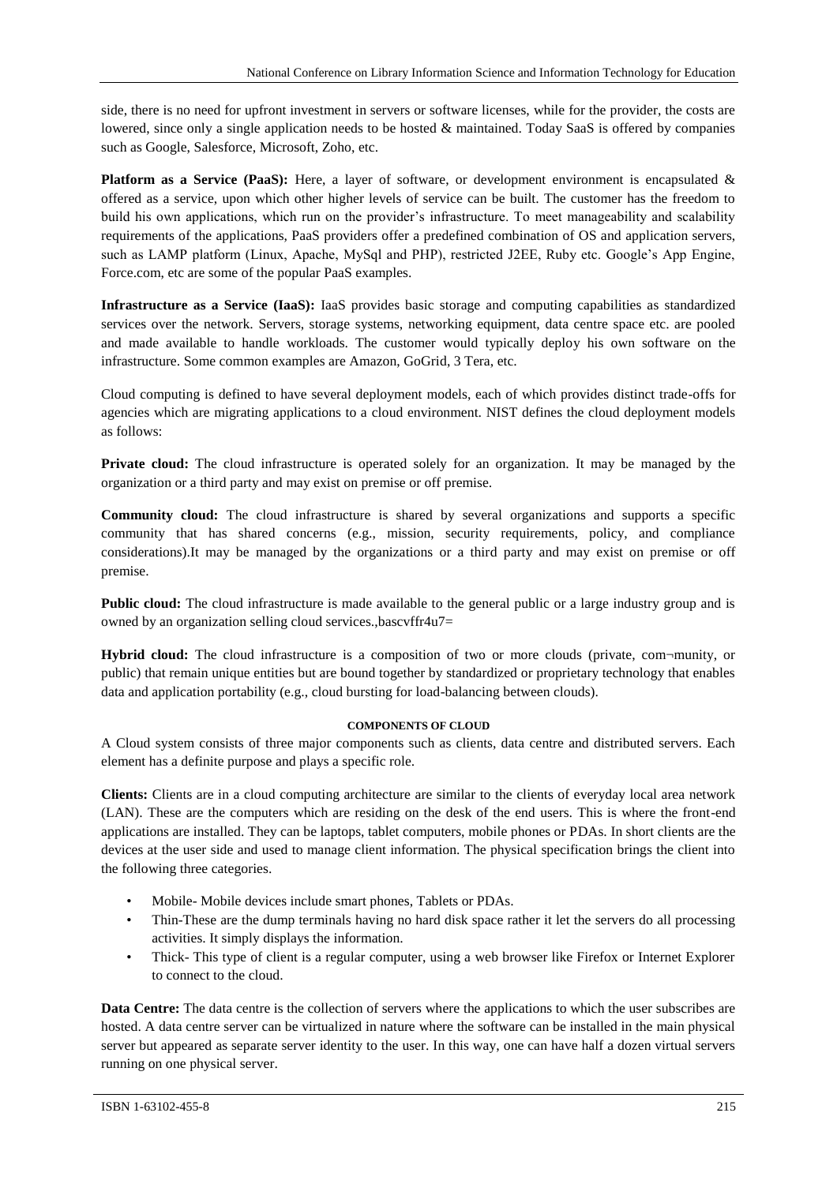side, there is no need for upfront investment in servers or software licenses, while for the provider, the costs are lowered, since only a single application needs to be hosted & maintained. Today SaaS is offered by companies such as Google, Salesforce, Microsoft, Zoho, etc.

**Platform as a Service (PaaS):** Here, a layer of software, or development environment is encapsulated & offered as a service, upon which other higher levels of service can be built. The customer has the freedom to build his own applications, which run on the provider's infrastructure. To meet manageability and scalability requirements of the applications, PaaS providers offer a predefined combination of OS and application servers, such as LAMP platform (Linux, Apache, MySql and PHP), restricted J2EE, Ruby etc. Google's App Engine, Force.com, etc are some of the popular PaaS examples.

**Infrastructure as a Service (IaaS):** IaaS provides basic storage and computing capabilities as standardized services over the network. Servers, storage systems, networking equipment, data centre space etc. are pooled and made available to handle workloads. The customer would typically deploy his own software on the infrastructure. Some common examples are Amazon, GoGrid, 3 Tera, etc.

Cloud computing is defined to have several deployment models, each of which provides distinct trade-offs for agencies which are migrating applications to a cloud environment. NIST defines the cloud deployment models as follows:

**Private cloud:** The cloud infrastructure is operated solely for an organization. It may be managed by the organization or a third party and may exist on premise or off premise.

**Community cloud:** The cloud infrastructure is shared by several organizations and supports a specific community that has shared concerns (e.g., mission, security requirements, policy, and compliance considerations).It may be managed by the organizations or a third party and may exist on premise or off premise.

**Public cloud:** The cloud infrastructure is made available to the general public or a large industry group and is owned by an organization selling cloud services.,bascvffr4u7=

**Hybrid cloud:** The cloud infrastructure is a composition of two or more clouds (private, com¬munity, or public) that remain unique entities but are bound together by standardized or proprietary technology that enables data and application portability (e.g., cloud bursting for load-balancing between clouds).

## COMPONENTS OF CLOUD

A Cloud system consists of three major components such as clients, data centre and distributed servers. Each element has a definite purpose and plays a specific role.

**Clients:** Clients are in a cloud computing architecture are similar to the clients of everyday local area network (LAN). These are the computers which are residing on the desk of the end users. This is where the front-end applications are installed. They can be laptops, tablet computers, mobile phones or PDAs. In short clients are the devices at the user side and used to manage client information. The physical specification brings the client into the following three categories.

- Mobile- Mobile devices include smart phones, Tablets or PDAs.
- Thin-These are the dump terminals having no hard disk space rather it let the servers do all processing activities. It simply displays the information.
- Thick- This type of client is a regular computer, using a web browser like Firefox or Internet Explorer to connect to the cloud.

**Data Centre:** The data centre is the collection of servers where the applications to which the user subscribes are hosted. A data centre server can be virtualized in nature where the software can be installed in the main physical server but appeared as separate server identity to the user. In this way, one can have half a dozen virtual servers running on one physical server.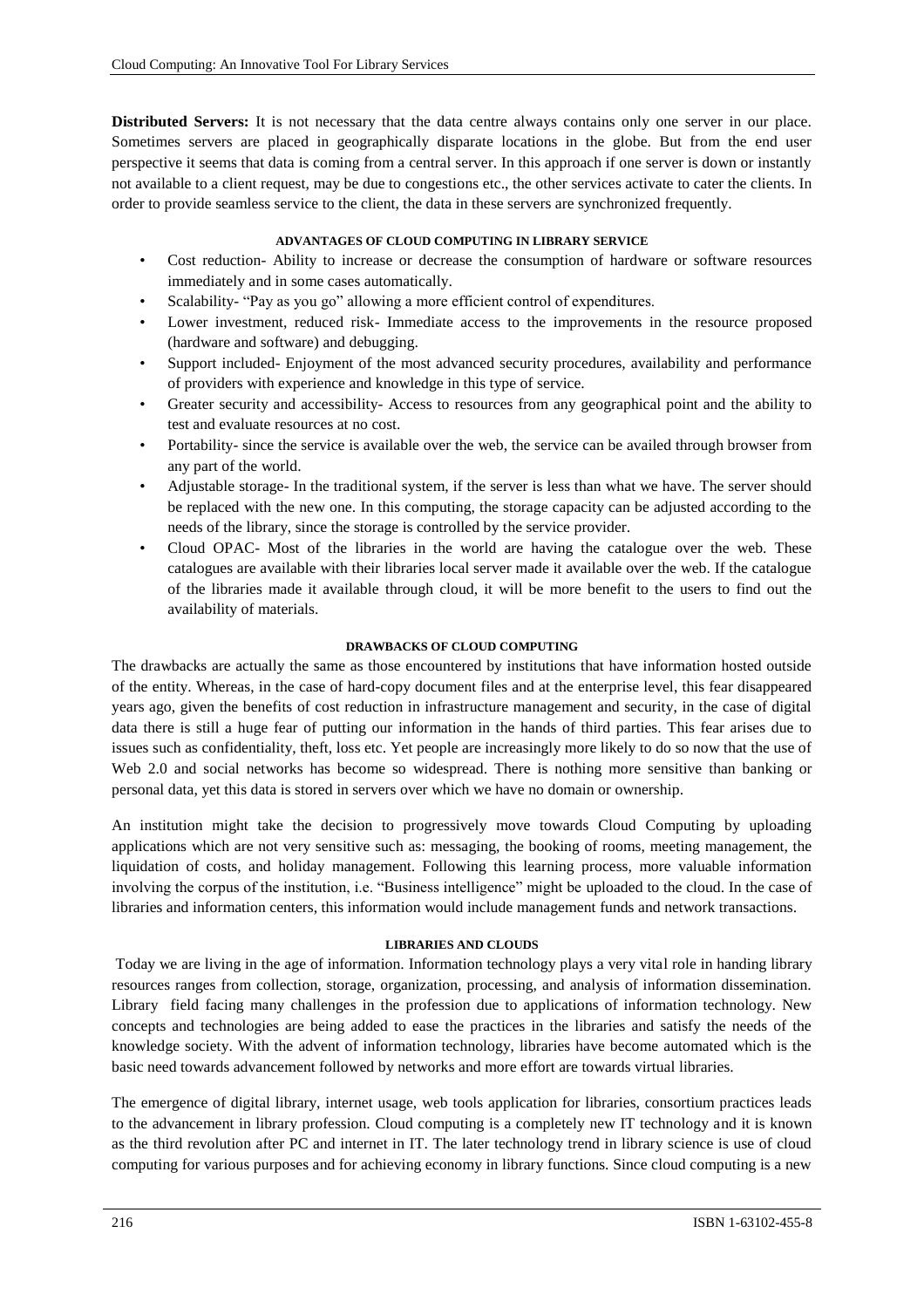**Distributed Servers:** It is not necessary that the data centre always contains only one server in our place. Sometimes servers are placed in geographically disparate locations in the globe. But from the end user perspective it seems that data is coming from a central server. In this approach if one server is down or instantly not available to a client request, may be due to congestions etc., the other services activate to cater the clients. In order to provide seamless service to the client, the data in these servers are synchronized frequently.

## ADVANTAGES OF CLOUD COMPUTING IN LIBRARY SERVICE

- Cost reduction- Ability to increase or decrease the consumption of hardware or software resources immediately and in some cases automatically.
- Scalability- "Pay as you go" allowing a more efficient control of expenditures.
- Lower investment, reduced risk- Immediate access to the improvements in the resource proposed (hardware and software) and debugging.
- Support included- Enjoyment of the most advanced security procedures, availability and performance of providers with experience and knowledge in this type of service.
- Greater security and accessibility- Access to resources from any geographical point and the ability to test and evaluate resources at no cost.
- Portability- since the service is available over the web, the service can be availed through browser from any part of the world.
- Adjustable storage- In the traditional system, if the server is less than what we have. The server should be replaced with the new one. In this computing, the storage capacity can be adjusted according to the needs of the library, since the storage is controlled by the service provider.
- Cloud OPAC- Most of the libraries in the world are having the catalogue over the web. These catalogues are available with their libraries local server made it available over the web. If the catalogue of the libraries made it available through cloud, it will be more benefit to the users to find out the availability of materials.

## DRAWBACKS OF CLOUD COMPUTING

The drawbacks are actually the same as those encountered by institutions that have information hosted outside of the entity. Whereas, in the case of hard-copy document files and at the enterprise level, this fear disappeared years ago, given the benefits of cost reduction in infrastructure management and security, in the case of digital data there is still a huge fear of putting our information in the hands of third parties. This fear arises due to issues such as confidentiality, theft, loss etc. Yet people are increasingly more likely to do so now that the use of Web 2.0 and social networks has become so widespread. There is nothing more sensitive than banking or personal data, yet this data is stored in servers over which we have no domain or ownership.

An institution might take the decision to progressively move towards Cloud Computing by uploading applications which are not very sensitive such as: messaging, the booking of rooms, meeting management, the liquidation of costs, and holiday management. Following this learning process, more valuable information involving the corpus of the institution, i.e. "Business intelligence" might be uploaded to the cloud. In the case of libraries and information centers, this information would include management funds and network transactions.

## LIBRARIES AND CLOUDS

Today we are living in the age of information. Information technology plays a very vital role in handing library resources ranges from collection, storage, organization, processing, and analysis of information dissemination. Library field facing many challenges in the profession due to applications of information technology. New concepts and technologies are being added to ease the practices in the libraries and satisfy the needs of the knowledge society. With the advent of information technology, libraries have become automated which is the basic need towards advancement followed by networks and more effort are towards virtual libraries.

The emergence of digital library, internet usage, web tools application for libraries, consortium practices leads to the advancement in library profession. Cloud computing is a completely new IT technology and it is known as the third revolution after PC and internet in IT. The later technology trend in library science is use of cloud computing for various purposes and for achieving economy in library functions. Since cloud computing is a new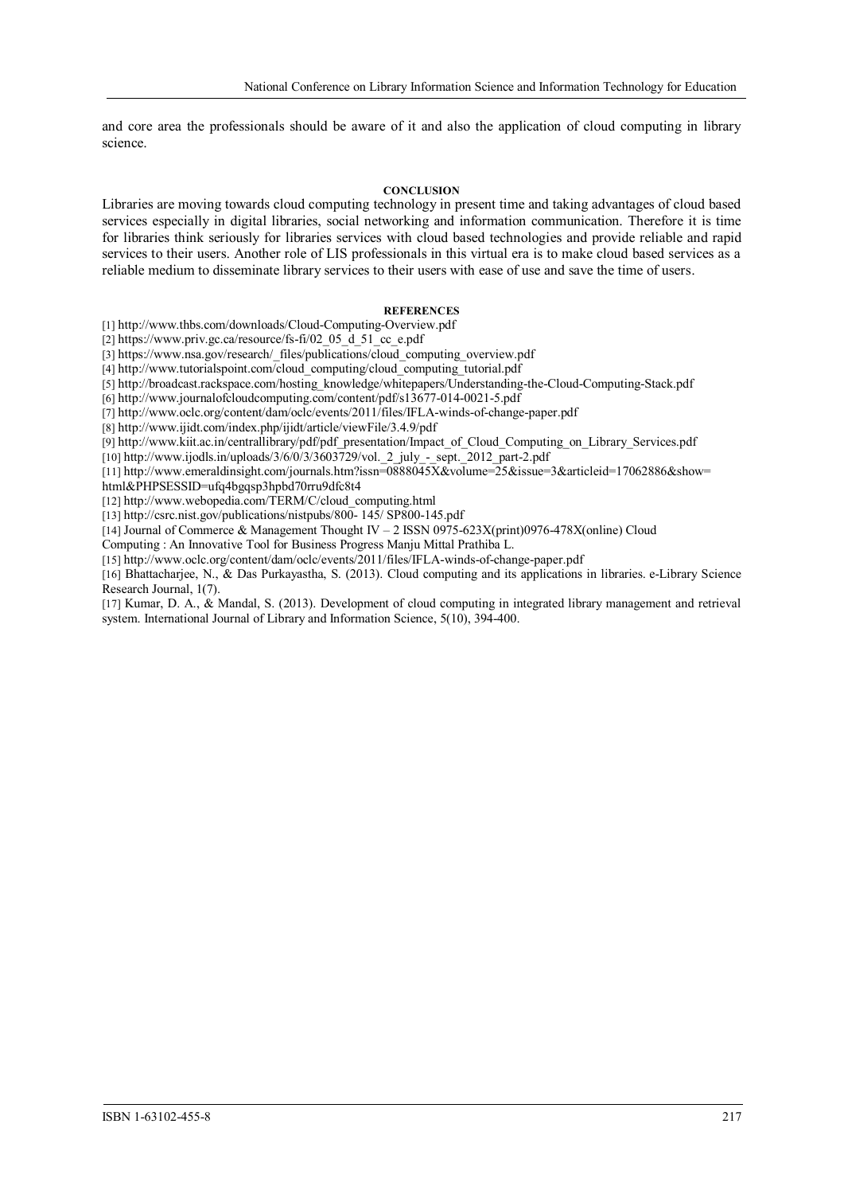and core area the professionals should be aware of it and also the application of cloud computing in library science.

## CONCLUSION

Libraries are moving towards cloud computing technology in present time and taking advantages of cloud based services especially in digital libraries, social networking and information communication. Therefore it is time for libraries think seriously for libraries services with cloud based technologies and provide reliable and rapid services to their users. Another role of LIS professionals in this virtual era is to make cloud based services as a reliable medium to disseminate library services to their users with ease of use and save the time of users.

## REFERENCES

[1] http://www.thbs.com/downloads/Cloud-Computing-Overview.pdf

[2] https://www.priv.gc.ca/resource/fs-fi/02_05_d_51_cc_e.pdf

[3] https://www.nsa.gov/research/_files/publications/cloud_computing_overview.pdf

[4] http://www.tutorialspoint.com/cloud_computing/cloud_computing_tutorial.pdf

[5] http://broadcast.rackspace.com/hosting_knowledge/whitepapers/Understanding-the-Cloud-Computing-Stack.pdf

[6] http://www.journalofcloudcomputing.com/content/pdf/s13677-014-0021-5.pdf

[7] http://www.oclc.org/content/dam/oclc/events/2011/files/IFLA-winds-of-change-paper.pdf

[8] http://www.ijidt.com/index.php/ijidt/article/viewFile/3.4.9/pdf

[9] http://www.kiit.ac.in/centrallibrary/pdf/pdf_presentation/Impact_of_Cloud_Computing_on_Library_Services.pdf

[10] http://www.ijodls.in/uploads/3/6/0/3/3603729/vol._2_july_-_sept._2012_part-2.pdf

[11] http://www.emeraldinsight.com/journals.htm?issn=0888045X&volume=25&issue=3&articleid=17062886&show=html&PHPSESSID=ufq4bgqsp3hpbd70rru9dfc8t4

[12] http://www.webopedia.com/TERM/C/cloud_computing.html

[13] http://csrc.nist.gov/publications/nistpubs/800- 145/ SP800-145.pdf

[14] Journal of Commerce & Management Thought IV – 2 ISSN 0975-623X(print)0976-478X(online) Cloud Computing : An Innovative Tool for Business Progress Manju Mittal Prathiba L.

[15] http://www.oclc.org/content/dam/oclc/events/2011/files/IFLA-winds-of-change-paper.pdf

[16] Bhattacharjee, N., & Das Purkayastha, S. (2013). Cloud computing and its applications in libraries. e-Library Science Research Journal, 1(7).

[17] Kumar, D. A., & Mandal, S. (2013). Development of cloud computing in integrated library management and retrieval system. International Journal of Library and Information Science, 5(10), 394-400.